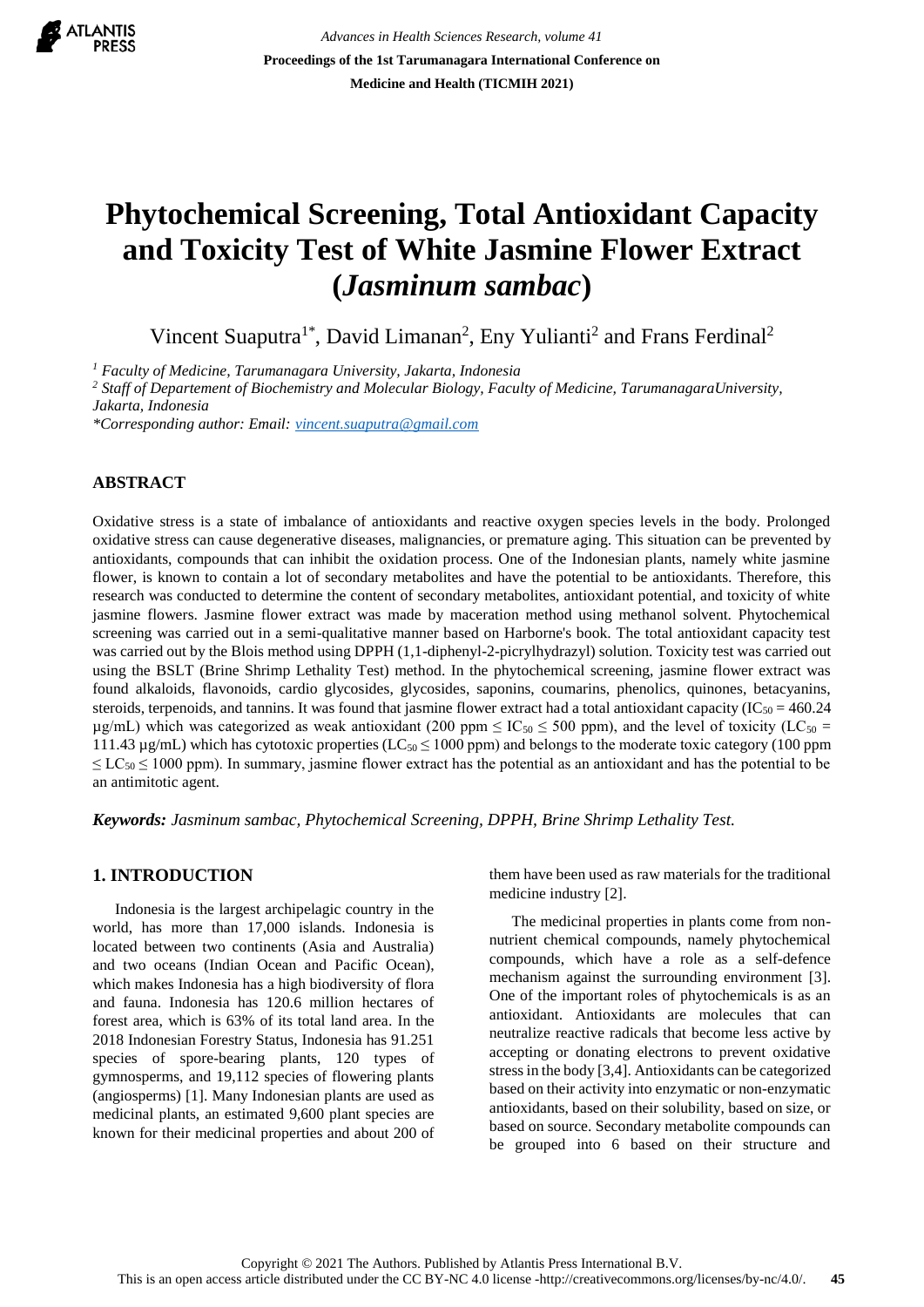# Phytochemical Screening, Total Antioxidant Capacity and Toxicity Test of White Jasmine Flower Extract (*Jasminum sambac*)

Vincent Suaputra[1*], David Limanan[2], Eny Yulianti[2] and Frans Ferdinal[2]

[1] *Faculty of Medicine, Tarumanagara University, Jakarta, Indonesia*

[2] *Staff of Departement of Biochemistry and Molecular Biology, Faculty of Medicine, TarumanagaraUniversity, Jakarta, Indonesia*

*\*Corresponding author: Email: vincent.suaputra@gmail.com*

## ABSTRACT

Oxidative stress is a state of imbalance of antioxidants and reactive oxygen species levels in the body. Prolonged oxidative stress can cause degenerative diseases, malignancies, or premature aging. This situation can be prevented by antioxidants, compounds that can inhibit the oxidation process. One of the Indonesian plants, namely white jasmine flower, is known to contain a lot of secondary metabolites and have the potential to be antioxidants. Therefore, this research was conducted to determine the content of secondary metabolites, antioxidant potential, and toxicity of white jasmine flowers. Jasmine flower extract was made by maceration method using methanol solvent. Phytochemical screening was carried out in a semi-qualitative manner based on Harborne's book. The total antioxidant capacity test was carried out by the Blois method using DPPH (1,1-diphenyl-2-picrylhydrazyl) solution. Toxicity test was carried out using the BSLT (Brine Shrimp Lethality Test) method. In the phytochemical screening, jasmine flower extract was found alkaloids, flavonoids, cardio glycosides, glycosides, saponins, coumarins, phenolics, quinones, betacyanins, steroids, terpenoids, and tannins. It was found that jasmine flower extract had a total antioxidant capacity ($IC_{50}$ = 460.24 µg/mL) which was categorized as weak antioxidant (200 ppm $\leq IC_{50} \leq$ 500 ppm), and the level of toxicity ($LC_{50}$ = 111.43 µg/mL) which has cytotoxic properties ($LC_{50} \leq$ 1000 ppm) and belongs to the moderate toxic category (100 ppm $\leq LC_{50} \leq$ 1000 ppm). In summary, jasmine flower extract has the potential as an antioxidant and has the potential to be an antimitotic agent.

***Keywords:** Jasminum sambac, Phytochemical Screening, DPPH, Brine Shrimp Lethality Test.*

## 1. INTRODUCTION

Indonesia is the largest archipelagic country in the world, has more than 17,000 islands. Indonesia is located between two continents (Asia and Australia) and two oceans (Indian Ocean and Pacific Ocean), which makes Indonesia has a high biodiversity of flora and fauna. Indonesia has 120.6 million hectares of forest area, which is 63% of its total land area. In the 2018 Indonesian Forestry Status, Indonesia has 91.251 species of spore-bearing plants, 120 types of gymnosperms, and 19,112 species of flowering plants (angiosperms) [1]. Many Indonesian plants are used as medicinal plants, an estimated 9,600 plant species are known for their medicinal properties and about 200 of them have been used as raw materials for the traditional medicine industry [2].

The medicinal properties in plants come from non-nutrient chemical compounds, namely phytochemical compounds, which have a role as a self-defence mechanism against the surrounding environment [3]. One of the important roles of phytochemicals is as an antioxidant. Antioxidants are molecules that can neutralize reactive radicals that become less active by accepting or donating electrons to prevent oxidative stress in the body [3,4]. Antioxidants can be categorized based on their activity into enzymatic or non-enzymatic antioxidants, based on their solubility, based on size, or based on source. Secondary metabolite compounds can be grouped into 6 based on their structure and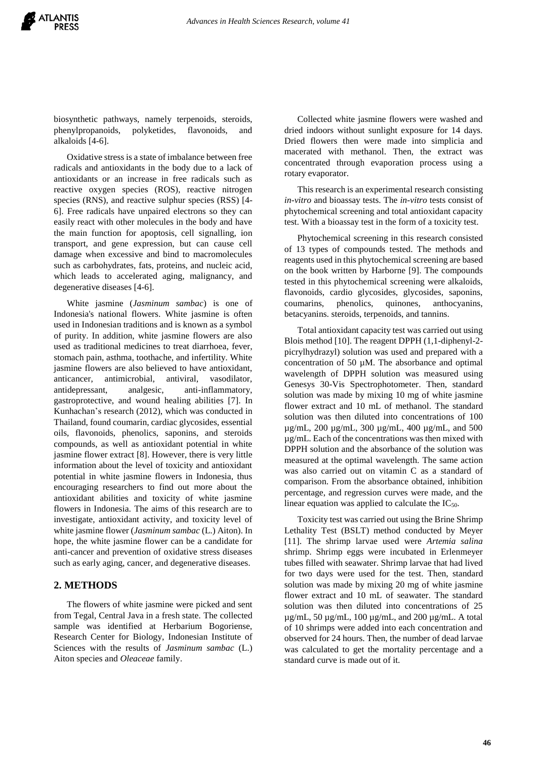biosynthetic pathways, namely terpenoids, steroids, phenylpropanoids, polyketides, flavonoids, and alkaloids [4-6].

Oxidative stress is a state of imbalance between free radicals and antioxidants in the body due to a lack of antioxidants or an increase in free radicals such as reactive oxygen species (ROS), reactive nitrogen species (RNS), and reactive sulphur species (RSS) [4-6]. Free radicals have unpaired electrons so they can easily react with other molecules in the body and have the main function for apoptosis, cell signalling, ion transport, and gene expression, but can cause cell damage when excessive and bind to macromolecules such as carbohydrates, fats, proteins, and nucleic acid, which leads to accelerated aging, malignancy, and degenerative diseases [4-6].

White jasmine (*Jasminum sambac*) is one of Indonesia's national flowers. White jasmine is often used in Indonesian traditions and is known as a symbol of purity. In addition, white jasmine flowers are also used as traditional medicines to treat diarrhoea, fever, stomach pain, asthma, toothache, and infertility. White jasmine flowers are also believed to have antioxidant, anticancer, antimicrobial, antiviral, vasodilator, antidepressant, analgesic, anti-inflammatory, gastroprotective, and wound healing abilities [7]. In Kunhachan's research (2012), which was conducted in Thailand, found coumarin, cardiac glycosides, essential oils, flavonoids, phenolics, saponins, and steroids compounds, as well as antioxidant potential in white jasmine flower extract [8]. However, there is very little information about the level of toxicity and antioxidant potential in white jasmine flowers in Indonesia, thus encouraging researchers to find out more about the antioxidant abilities and toxicity of white jasmine flowers in Indonesia. The aims of this research are to investigate, antioxidant activity, and toxicity level of white jasmine flower (*Jasminum sambac* (L.) Aiton). In hope, the white jasmine flower can be a candidate for anti-cancer and prevention of oxidative stress diseases such as early aging, cancer, and degenerative diseases.

## 2. METHODS

The flowers of white jasmine were picked and sent from Tegal, Central Java in a fresh state. The collected sample was identified at Herbarium Bogoriense, Research Center for Biology, Indonesian Institute of Sciences with the results of *Jasminum sambac* (L.) Aiton species and *Oleaceae* family.

Collected white jasmine flowers were washed and dried indoors without sunlight exposure for 14 days. Dried flowers then were made into simplicia and macerated with methanol. Then, the extract was concentrated through evaporation process using a rotary evaporator.

This research is an experimental research consisting *in-vitro* and bioassay tests. The *in-vitro* tests consist of phytochemical screening and total antioxidant capacity test. With a bioassay test in the form of a toxicity test.

Phytochemical screening in this research consisted of 13 types of compounds tested. The methods and reagents used in this phytochemical screening are based on the book written by Harborne [9]. The compounds tested in this phytochemical screening were alkaloids, flavonoids, cardio glycosides, glycosides, saponins, coumarins, phenolics, quinones, anthocyanins, betacyanins. steroids, terpenoids, and tannins.

Total antioxidant capacity test was carried out using Blois method [10]. The reagent DPPH (1,1-diphenyl-2-picrylhydrazyl) solution was used and prepared with a concentration of 50 µM. The absorbance and optimal wavelength of DPPH solution was measured using Genesys 30-Vis Spectrophotometer. Then, standard solution was made by mixing 10 mg of white jasmine flower extract and 10 mL of methanol. The standard solution was then diluted into concentrations of 100 µg/mL, 200 µg/mL, 300 µg/mL, 400 µg/mL, and 500 µg/mL. Each of the concentrations was then mixed with DPPH solution and the absorbance of the solution was measured at the optimal wavelength. The same action was also carried out on vitamin C as a standard of comparison. From the absorbance obtained, inhibition percentage, and regression curves were made, and the linear equation was applied to calculate the $IC_{50}$.

Toxicity test was carried out using the Brine Shrimp Lethality Test (BSLT) method conducted by Meyer [11]. The shrimp larvae used were *Artemia salina* shrimp. Shrimp eggs were incubated in Erlenmeyer tubes filled with seawater. Shrimp larvae that had lived for two days were used for the test. Then, standard solution was made by mixing 20 mg of white jasmine flower extract and 10 mL of seawater. The standard solution was then diluted into concentrations of 25 µg/mL, 50 µg/mL, 100 µg/mL, and 200 µg/mL. A total of 10 shrimps were added into each concentration and observed for 24 hours. Then, the number of dead larvae was calculated to get the mortality percentage and a standard curve is made out of it.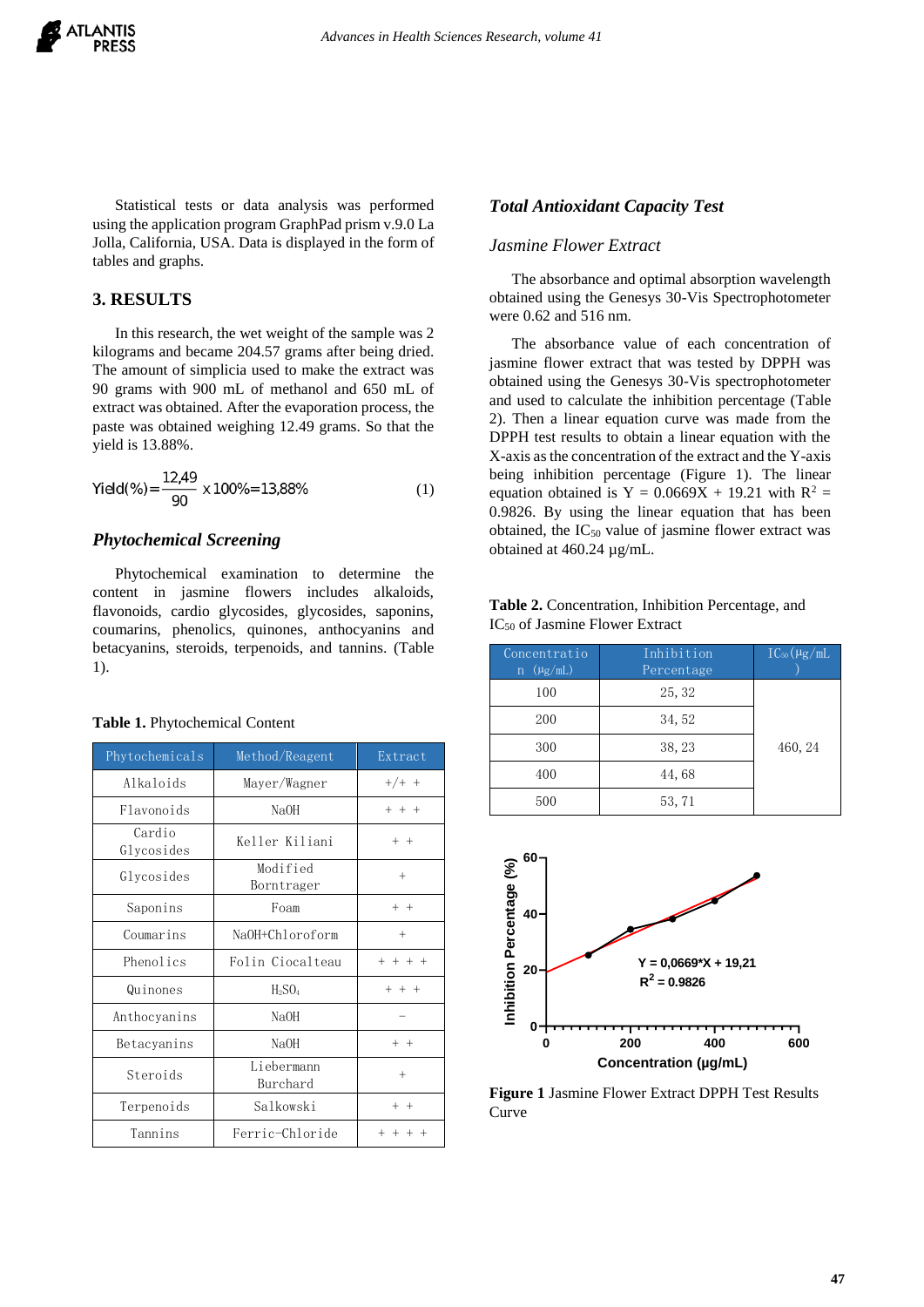Statistical tests or data analysis was performed using the application program GraphPad prism v.9.0 La Jolla, California, USA. Data is displayed in the form of tables and graphs.

## 3. RESULTS

In this research, the wet weight of the sample was 2 kilograms and became 204.57 grams after being dried. The amount of simplicia used to make the extract was 90 grams with 900 mL of methanol and 650 mL of extract was obtained. After the evaporation process, the paste was obtained weighing 12.49 grams. So that the yield is 13.88%.

$$\text{Yield}(\%) = \frac{12{,}49}{90} \times 100\% = 13{,}88\% \quad (1)$$

### *Phytochemical Screening*

Phytochemical examination to determine the content in jasmine flowers includes alkaloids, flavonoids, cardio glycosides, glycosides, saponins, coumarins, phenolics, quinones, anthocyanins and betacyanins, steroids, terpenoids, and tannins. (Table 1).

**Table 1.** Phytochemical Content

| Phytochemicals | Method/Reagent | Extract |
|---|---|---|
| Alkaloids | Mayer/Wagner | +/+ + |
| Flavonoids | NaOH | + + + |
| Cardio Glycosides | Keller Kiliani | + + |
| Glycosides | Modified Borntrager | + |
| Saponins | Foam | + + |
| Coumarins | NaOH+Chloroform | + |
| Phenolics | Folin Ciocalteau | + + + + |
| Quinones | $H_2SO_4$ | + + + |
| Anthocyanins | NaOH | – |
| Betacyanins | NaOH | + + |
| Steroids | Liebermann Burchard | + |
| Terpenoids | Salkowski | + + |
| Tannins | Ferric-Chloride | + + + + |

### *Total Antioxidant Capacity Test*

#### *Jasmine Flower Extract*

The absorbance and optimal absorption wavelength obtained using the Genesys 30-Vis Spectrophotometer were 0.62 and 516 nm.

The absorbance value of each concentration of jasmine flower extract that was tested by DPPH was obtained using the Genesys 30-Vis spectrophotometer and used to calculate the inhibition percentage (Table 2). Then a linear equation curve was made from the DPPH test results to obtain a linear equation with the X-axis as the concentration of the extract and the Y-axis being inhibition percentage (Figure 1). The linear equation obtained is Y = 0.0669X + 19.21 with $R^2$ = 0.9826. By using the linear equation that has been obtained, the $IC_{50}$ value of jasmine flower extract was obtained at 460.24 µg/mL.

**Table 2.** Concentration, Inhibition Percentage, and $IC_{50}$ of Jasmine Flower Extract

| Concentration (µg/mL) | Inhibition Percentage | $IC_{50}$ (µg/mL) |
|---|---|---|
| 100 | 25, 32 | 460, 24 |
| 200 | 34, 52 | |
| 300 | 38, 23 | |
| 400 | 44, 68 | |
| 500 | 53, 71 | |

**Figure 1** Jasmine Flower Extract DPPH Test Results Curve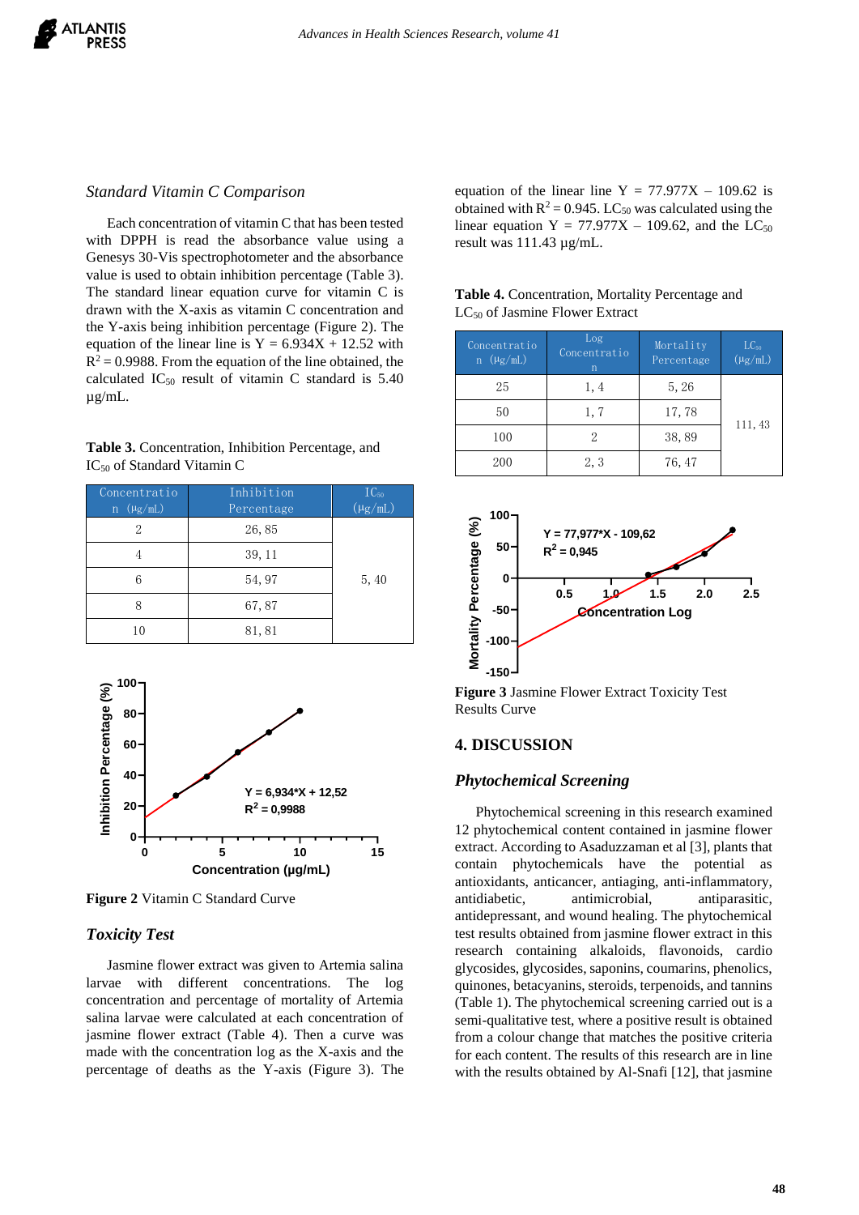### *Standard Vitamin C Comparison*

Each concentration of vitamin C that has been tested with DPPH is read the absorbance value using a Genesys 30-Vis spectrophotometer and the absorbance value is used to obtain inhibition percentage (Table 3). The standard linear equation curve for vitamin C is drawn with the X-axis as vitamin C concentration and the Y-axis being inhibition percentage (Figure 2). The equation of the linear line is Y = 6.934X + 12.52 with $R^2 = 0.9988$. From the equation of the line obtained, the calculated $IC_{50}$ result of vitamin C standard is 5.40 µg/mL.

**Table 3.** Concentration, Inhibition Percentage, and $IC_{50}$ of Standard Vitamin C

| Concentration (µg/mL) | Inhibition Percentage | $IC_{50}$ (µg/mL) |
|---|---|---|
| 2 | 26, 85 | 5, 40 |
| 4 | 39, 11 | |
| 6 | 54, 97 | |
| 8 | 67, 87 | |
| 10 | 81, 81 | |

**Figure 2** Vitamin C Standard Curve

### *Toxicity Test*

Jasmine flower extract was given to Artemia salina larvae with different concentrations. The log concentration and percentage of mortality of Artemia salina larvae were calculated at each concentration of jasmine flower extract (Table 4). Then a curve was made with the concentration log as the X-axis and the percentage of deaths as the Y-axis (Figure 3). The equation of the linear line Y = 77.977X – 109.62 is obtained with $R^2 = 0.945$. $LC_{50}$ was calculated using the linear equation Y = 77.977X – 109.62, and the $LC_{50}$ result was 111.43 µg/mL.

**Table 4.** Concentration, Mortality Percentage and $LC_{50}$ of Jasmine Flower Extract

| Concentration (µg/mL) | Log Concentration | Mortality Percentage | $LC_{50}$ (µg/mL) |
|---|---|---|---|
| 25 | 1, 4 | 5, 26 | 111, 43 |
| 50 | 1, 7 | 17, 78 | |
| 100 | 2 | 38, 89 | |
| 200 | 2, 3 | 76, 47 | |

**Figure 3** Jasmine Flower Extract Toxicity Test Results Curve

## 4. DISCUSSION

### *Phytochemical Screening*

Phytochemical screening in this research examined 12 phytochemical content contained in jasmine flower extract. According to Asaduzzaman et al [3], plants that contain phytochemicals have the potential as antioxidants, anticancer, antiaging, anti-inflammatory, antidiabetic, antimicrobial, antiparasitic, antidepressant, and wound healing. The phytochemical test results obtained from jasmine flower extract in this research containing alkaloids, flavonoids, cardio glycosides, glycosides, saponins, coumarins, phenolics, quinones, betacyanins, steroids, terpenoids, and tannins (Table 1). The phytochemical screening carried out is a semi-qualitative test, where a positive result is obtained from a colour change that matches the positive criteria for each content. The results of this research are in line with the results obtained by Al-Snafi [12], that jasmine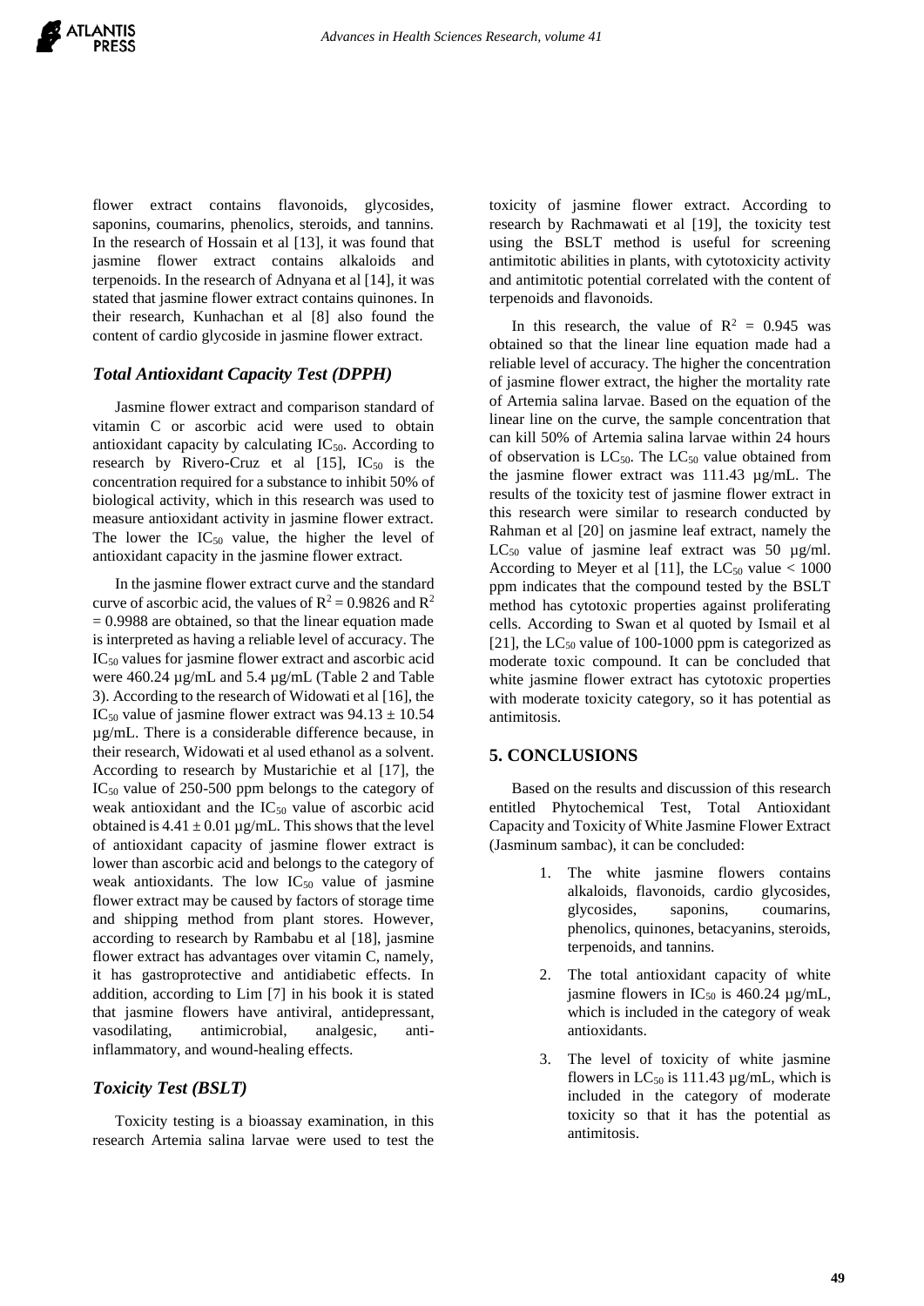flower extract contains flavonoids, glycosides, saponins, coumarins, phenolics, steroids, and tannins. In the research of Hossain et al [13], it was found that jasmine flower extract contains alkaloids and terpenoids. In the research of Adnyana et al [14], it was stated that jasmine flower extract contains quinones. In their research, Kunhachan et al [8] also found the content of cardio glycoside in jasmine flower extract.

### *Total Antioxidant Capacity Test (DPPH)*

Jasmine flower extract and comparison standard of vitamin C or ascorbic acid were used to obtain antioxidant capacity by calculating $IC_{50}$. According to research by Rivero-Cruz et al [15], $IC_{50}$ is the concentration required for a substance to inhibit 50% of biological activity, which in this research was used to measure antioxidant activity in jasmine flower extract. The lower the $IC_{50}$ value, the higher the level of antioxidant capacity in the jasmine flower extract.

In the jasmine flower extract curve and the standard curve of ascorbic acid, the values of $R^2 = 0.9826$ and $R^2 = 0.9988$ are obtained, so that the linear equation made is interpreted as having a reliable level of accuracy. The $IC_{50}$ values for jasmine flower extract and ascorbic acid were 460.24 µg/mL and 5.4 µg/mL (Table 2 and Table 3). According to the research of Widowati et al [16], the $IC_{50}$ value of jasmine flower extract was $94.13 \pm 10.54$ µg/mL. There is a considerable difference because, in their research, Widowati et al used ethanol as a solvent. According to research by Mustarichie et al [17], the $IC_{50}$ value of 250-500 ppm belongs to the category of weak antioxidant and the $IC_{50}$ value of ascorbic acid obtained is $4.41 \pm 0.01$ µg/mL. This shows that the level of antioxidant capacity of jasmine flower extract is lower than ascorbic acid and belongs to the category of weak antioxidants. The low $IC_{50}$ value of jasmine flower extract may be caused by factors of storage time and shipping method from plant stores. However, according to research by Rambabu et al [18], jasmine flower extract has advantages over vitamin C, namely, it has gastroprotective and antidiabetic effects. In addition, according to Lim [7] in his book it is stated that jasmine flowers have antiviral, antidepressant, vasodilating, antimicrobial, analgesic, anti-inflammatory, and wound-healing effects.

### *Toxicity Test (BSLT)*

Toxicity testing is a bioassay examination, in this research Artemia salina larvae were used to test the toxicity of jasmine flower extract. According to research by Rachmawati et al [19], the toxicity test using the BSLT method is useful for screening antimitotic abilities in plants, with cytotoxicity activity and antimitotic potential correlated with the content of terpenoids and flavonoids.

In this research, the value of $R^2 = 0.945$ was obtained so that the linear line equation made had a reliable level of accuracy. The higher the concentration of jasmine flower extract, the higher the mortality rate of Artemia salina larvae. Based on the equation of the linear line on the curve, the sample concentration that can kill 50% of Artemia salina larvae within 24 hours of observation is $LC_{50}$. The $LC_{50}$ value obtained from the jasmine flower extract was 111.43 µg/mL. The results of the toxicity test of jasmine flower extract in this research were similar to research conducted by Rahman et al [20] on jasmine leaf extract, namely the $LC_{50}$ value of jasmine leaf extract was 50 µg/ml. According to Meyer et al [11], the $LC_{50}$ value $< 1000$ ppm indicates that the compound tested by the BSLT method has cytotoxic properties against proliferating cells. According to Swan et al quoted by Ismail et al [21], the $LC_{50}$ value of 100-1000 ppm is categorized as moderate toxic compound. It can be concluded that white jasmine flower extract has cytotoxic properties with moderate toxicity category, so it has potential as antimitosis.

## 5. CONCLUSIONS

Based on the results and discussion of this research entitled Phytochemical Test, Total Antioxidant Capacity and Toxicity of White Jasmine Flower Extract (Jasminum sambac), it can be concluded:

1. The white jasmine flowers contains alkaloids, flavonoids, cardio glycosides, glycosides, saponins, coumarins, phenolics, quinones, betacyanins, steroids, terpenoids, and tannins.
2. The total antioxidant capacity of white jasmine flowers in $IC_{50}$ is 460.24 µg/mL, which is included in the category of weak antioxidants.
3. The level of toxicity of white jasmine flowers in $LC_{50}$ is 111.43 µg/mL, which is included in the category of moderate toxicity so that it has the potential as antimitosis.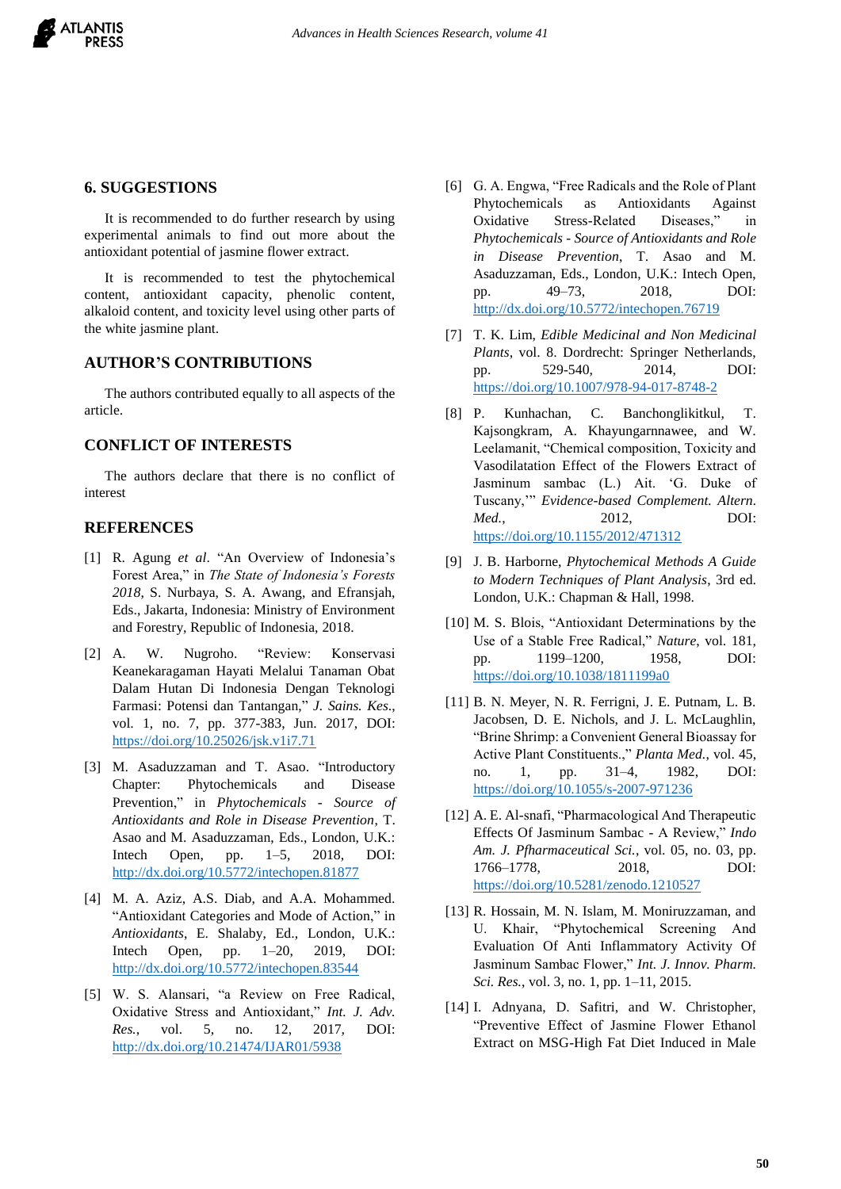## 6. SUGGESTIONS

It is recommended to do further research by using experimental animals to find out more about the antioxidant potential of jasmine flower extract.

It is recommended to test the phytochemical content, antioxidant capacity, phenolic content, alkaloid content, and toxicity level using other parts of the white jasmine plant.

## AUTHOR'S CONTRIBUTIONS

The authors contributed equally to all aspects of the article.

## CONFLICT OF INTERESTS

The authors declare that there is no conflict of interest

## REFERENCES

[1] R. Agung *et al*. "An Overview of Indonesia's Forest Area," in *The State of Indonesia's Forests 2018*, S. Nurbaya, S. A. Awang, and Efransjah, Eds., Jakarta, Indonesia: Ministry of Environment and Forestry, Republic of Indonesia, 2018.

[2] A. W. Nugroho. "Review: Konservasi Keanekaragaman Hayati Melalui Tanaman Obat Dalam Hutan Di Indonesia Dengan Teknologi Farmasi: Potensi dan Tantangan," *J. Sains. Kes.*, vol. 1, no. 7, pp. 377-383, Jun. 2017, DOI: https://doi.org/10.25026/jsk.v1i7.71

[3] M. Asaduzzaman and T. Asao. "Introductory Chapter: Phytochemicals and Disease Prevention," in *Phytochemicals - Source of Antioxidants and Role in Disease Prevention*, T. Asao and M. Asaduzzaman, Eds., London, U.K.: Intech Open, pp. 1–5, 2018, DOI: http://dx.doi.org/10.5772/intechopen.81877

[4] M. A. Aziz, A.S. Diab, and A.A. Mohammed. "Antioxidant Categories and Mode of Action," in *Antioxidants*, E. Shalaby, Ed., London, U.K.: Intech Open, pp. 1–20, 2019, DOI: http://dx.doi.org/10.5772/intechopen.83544

[5] W. S. Alansari, "a Review on Free Radical, Oxidative Stress and Antioxidant," *Int. J. Adv. Res.*, vol. 5, no. 12, 2017, DOI: http://dx.doi.org/10.21474/IJAR01/5938

[6] G. A. Engwa, "Free Radicals and the Role of Plant Phytochemicals as Antioxidants Against Oxidative Stress-Related Diseases," in *Phytochemicals - Source of Antioxidants and Role in Disease Prevention*, T. Asao and M. Asaduzzaman, Eds., London, U.K.: Intech Open, pp. 49–73, 2018, DOI: http://dx.doi.org/10.5772/intechopen.76719

[7] T. K. Lim, *Edible Medicinal and Non Medicinal Plants*, vol. 8. Dordrecht: Springer Netherlands, pp. 529-540, 2014, DOI: https://doi.org/10.1007/978-94-017-8748-2

[8] P. Kunhachan, C. Banchonglikitkul, T. Kajsongkram, A. Khayungarnnawee, and W. Leelamanit, "Chemical composition, Toxicity and Vasodilatation Effect of the Flowers Extract of Jasminum sambac (L.) Ait. 'G. Duke of Tuscany,'" *Evidence-based Complement. Altern. Med.*, 2012, DOI: https://doi.org/10.1155/2012/471312

[9] J. B. Harborne, *Phytochemical Methods A Guide to Modern Techniques of Plant Analysis*, 3rd ed. London, U.K.: Chapman & Hall, 1998.

[10] M. S. Blois, "Antioxidant Determinations by the Use of a Stable Free Radical," *Nature*, vol. 181, pp. 1199–1200, 1958, DOI: https://doi.org/10.1038/1811199a0

[11] B. N. Meyer, N. R. Ferrigni, J. E. Putnam, L. B. Jacobsen, D. E. Nichols, and J. L. McLaughlin, "Brine Shrimp: a Convenient General Bioassay for Active Plant Constituents.," *Planta Med.*, vol. 45, no. 1, pp. 31–4, 1982, DOI: https://doi.org/10.1055/s-2007-971236

[12] A. E. Al-snafi, "Pharmacological And Therapeutic Effects Of Jasminum Sambac - A Review," *Indo Am. J. Pfharmaceutical Sci.*, vol. 05, no. 03, pp. 1766–1778, 2018, DOI: https://doi.org/10.5281/zenodo.1210527

[13] R. Hossain, M. N. Islam, M. Moniruzzaman, and U. Khair, "Phytochemical Screening And Evaluation Of Anti Inflammatory Activity Of Jasminum Sambac Flower," *Int. J. Innov. Pharm. Sci. Res.*, vol. 3, no. 1, pp. 1–11, 2015.

[14] I. Adnyana, D. Safitri, and W. Christopher, "Preventive Effect of Jasmine Flower Ethanol Extract on MSG-High Fat Diet Induced in Male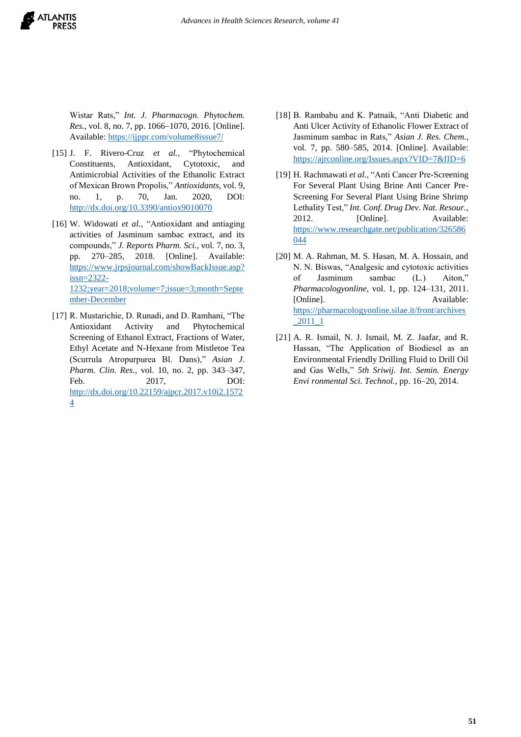Wistar Rats," *Int. J. Pharmacogn. Phytochem. Res.*, vol. 8, no. 7, pp. 1066–1070, 2016. [Online]. Available: https://ijppr.com/volume8issue7/

[15] J. F. Rivero-Cruz *et al.*, "Phytochemical Constituents, Antioxidant, Cytotoxic, and Antimicrobial Activities of the Ethanolic Extract of Mexican Brown Propolis," *Antioxidants*, vol. 9, no. 1, p. 70, Jan. 2020, DOI: http://dx.doi.org/10.3390/antiox9010070

[16] W. Widowati *et al.*, "Antioxidant and antiaging activities of Jasminum sambac extract, and its compounds," *J. Reports Pharm. Sci.*, vol. 7, no. 3, pp. 270–285, 2018. [Online]. Available: https://www.jrpsjournal.com/showBackIssue.asp?issn=2322-1232;year=2018;volume=7;issue=3;month=September-December

[17] R. Mustarichie, D. Runadi, and D. Ramhani, "The Antioxidant Activity and Phytochemical Screening of Ethanol Extract, Fractions of Water, Ethyl Acetate and N-Hexane from Mistletoe Tea (Scurrula Atropurpurea Bl. Dans)," *Asian J. Pharm. Clin. Res.*, vol. 10, no. 2, pp. 343–347, Feb. 2017, DOI: http://dx.doi.org/10.22159/ajpcr.2017.v10i2.15724

[18] B. Rambabu and K. Patnaik, "Anti Diabetic and Anti Ulcer Activity of Ethanolic Flower Extract of Jasminum sambac in Rats," *Asian J. Res. Chem.*, vol. 7, pp. 580–585, 2014. [Online]. Available: https://ajrconline.org/Issues.aspx?VID=7&IID=6

[19] H. Rachmawati *et al.*, "Anti Cancer Pre-Screening For Several Plant Using Brine Anti Cancer Pre-Screening For Several Plant Using Brine Shrimp Lethality Test," *Int. Conf. Drug Dev. Nat. Resour.*, 2012. [Online]. Available: https://www.researchgate.net/publication/326586044

[20] M. A. Rahman, M. S. Hasan, M. A. Hossain, and N. N. Biswas, "Analgesic and cytotoxic activities of Jasminum sambac (L.) Aiton," *Pharmacologyonline*, vol. 1, pp. 124–131, 2011. [Online]. Available: https://pharmacologyonline.silae.it/front/archives_2011_1

[21] A. R. Ismail, N. J. Ismail, M. Z. Jaafar, and R. Hassan, "The Application of Biodiesel as an Environmental Friendly Drilling Fluid to Drill Oil and Gas Wells," *5th Sriwij. Int. Semin. Energy Envi ronmental Sci. Technol.*, pp. 16–20, 2014.